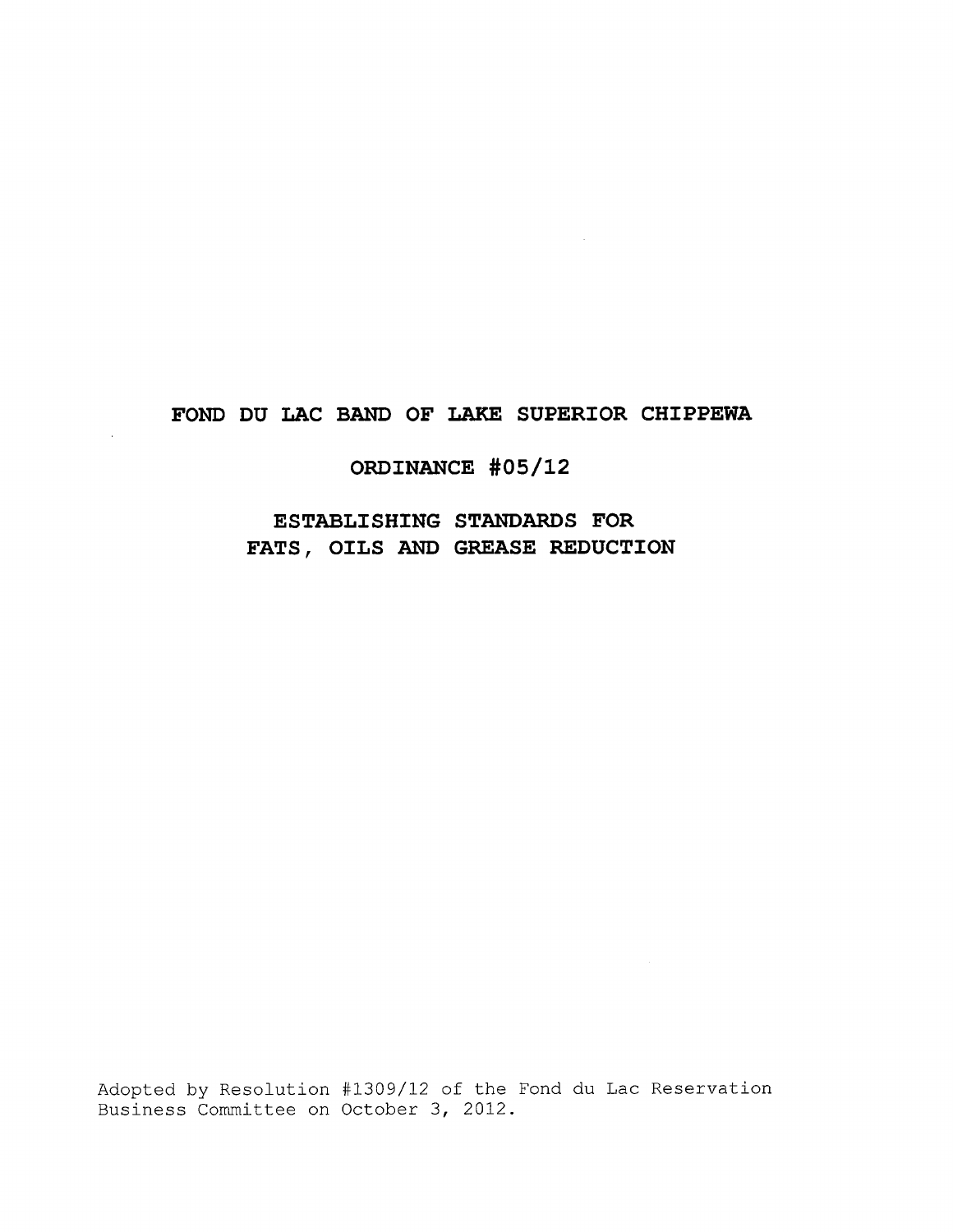# FOND DU LAC BAND OF LAKE SUPERIOR CHIPPEWA

## ORDINANCE #05/12

## ESTABLISHING STANDARDS FOR FATS, OILS AND GREASE REDUCTION

Adopted by Resolution #1309/12 of the Fond du Lac Reservation Business Committee on October 3, 2012.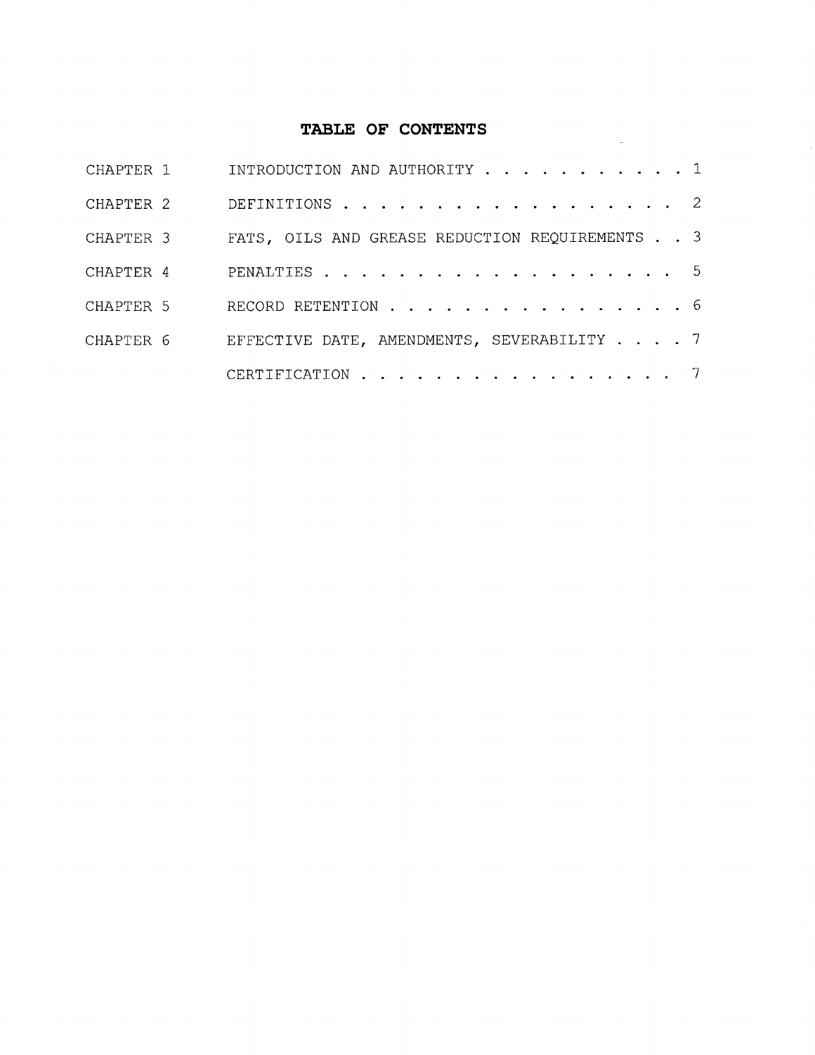# TABLE OF CONTENTS

| | | |
|---|---|---|
| CHAPTER 1 | INTRODUCTION AND AUTHORITY | 1 |
| CHAPTER 2 | DEFINITIONS | 2 |
| CHAPTER 3 | FATS, OILS AND GREASE REDUCTION REQUIREMENTS | 3 |
| CHAPTER 4 | PENALTIES | 5 |
| CHAPTER 5 | RECORD RETENTION | 6 |
| CHAPTER 6 | EFFECTIVE DATE, AMENDMENTS, SEVERABILITY | 7 |
| | CERTIFICATION | 7 |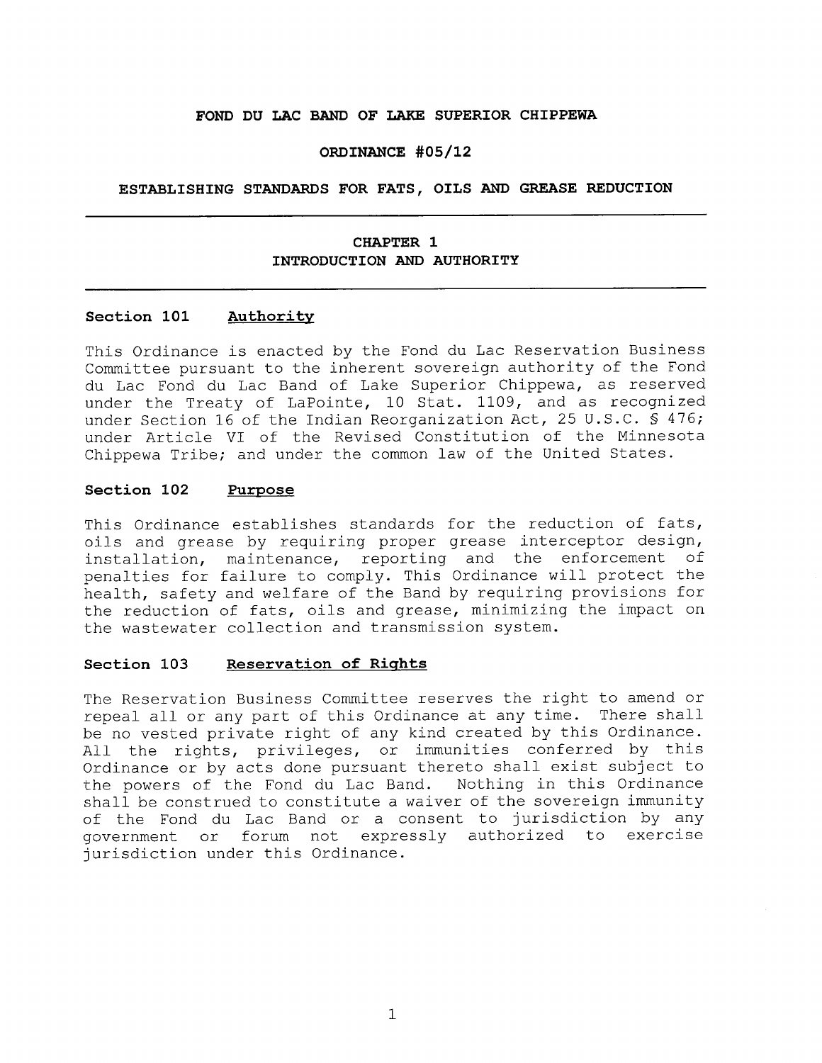**FOND DU LAC BAND OF LAKE SUPERIOR CHIPPEWA**

**ORDINANCE #05/12**

**ESTABLISHING STANDARDS FOR FATS, OILS AND GREASE REDUCTION**

---

# CHAPTER 1
# INTRODUCTION AND AUTHORITY

---

## Section 101 Authority

This Ordinance is enacted by the Fond du Lac Reservation Business Committee pursuant to the inherent sovereign authority of the Fond du Lac Fond du Lac Band of Lake Superior Chippewa, as reserved under the Treaty of LaPointe, 10 Stat. 1109, and as recognized under Section 16 of the Indian Reorganization Act, 25 U.S.C. § 476; under Article VI of the Revised Constitution of the Minnesota Chippewa Tribe; and under the common law of the United States.

## Section 102 Purpose

This Ordinance establishes standards for the reduction of fats, oils and grease by requiring proper grease interceptor design, installation, maintenance, reporting and the enforcement of penalties for failure to comply. This Ordinance will protect the health, safety and welfare of the Band by requiring provisions for the reduction of fats, oils and grease, minimizing the impact on the wastewater collection and transmission system.

## Section 103 Reservation of Rights

The Reservation Business Committee reserves the right to amend or repeal all or any part of this Ordinance at any time. There shall be no vested private right of any kind created by this Ordinance. All the rights, privileges, or immunities conferred by this Ordinance or by acts done pursuant thereto shall exist subject to the powers of the Fond du Lac Band. Nothing in this Ordinance shall be construed to constitute a waiver of the sovereign immunity of the Fond du Lac Band or a consent to jurisdiction by any government or forum not expressly authorized to exercise jurisdiction under this Ordinance.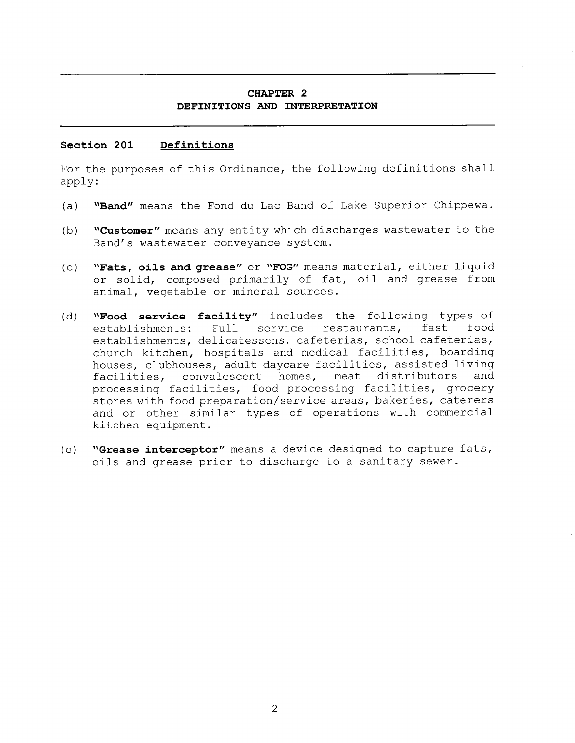## CHAPTER 2
## DEFINITIONS AND INTERPRETATION

### Section 201 Definitions

For the purposes of this Ordinance, the following definitions shall apply:

(a) **"Band"** means the Fond du Lac Band of Lake Superior Chippewa.

(b) **"Customer"** means any entity which discharges wastewater to the Band's wastewater conveyance system.

(c) **"Fats, oils and grease"** or **"FOG"** means material, either liquid or solid, composed primarily of fat, oil and grease from animal, vegetable or mineral sources.

(d) **"Food service facility"** includes the following types of establishments: Full service restaurants, fast food establishments, delicatessens, cafeterias, school cafeterias, church kitchen, hospitals and medical facilities, boarding houses, clubhouses, adult daycare facilities, assisted living facilities, convalescent homes, meat distributors and processing facilities, food processing facilities, grocery stores with food preparation/service areas, bakeries, caterers and or other similar types of operations with commercial kitchen equipment.

(e) **"Grease interceptor"** means a device designed to capture fats, oils and grease prior to discharge to a sanitary sewer.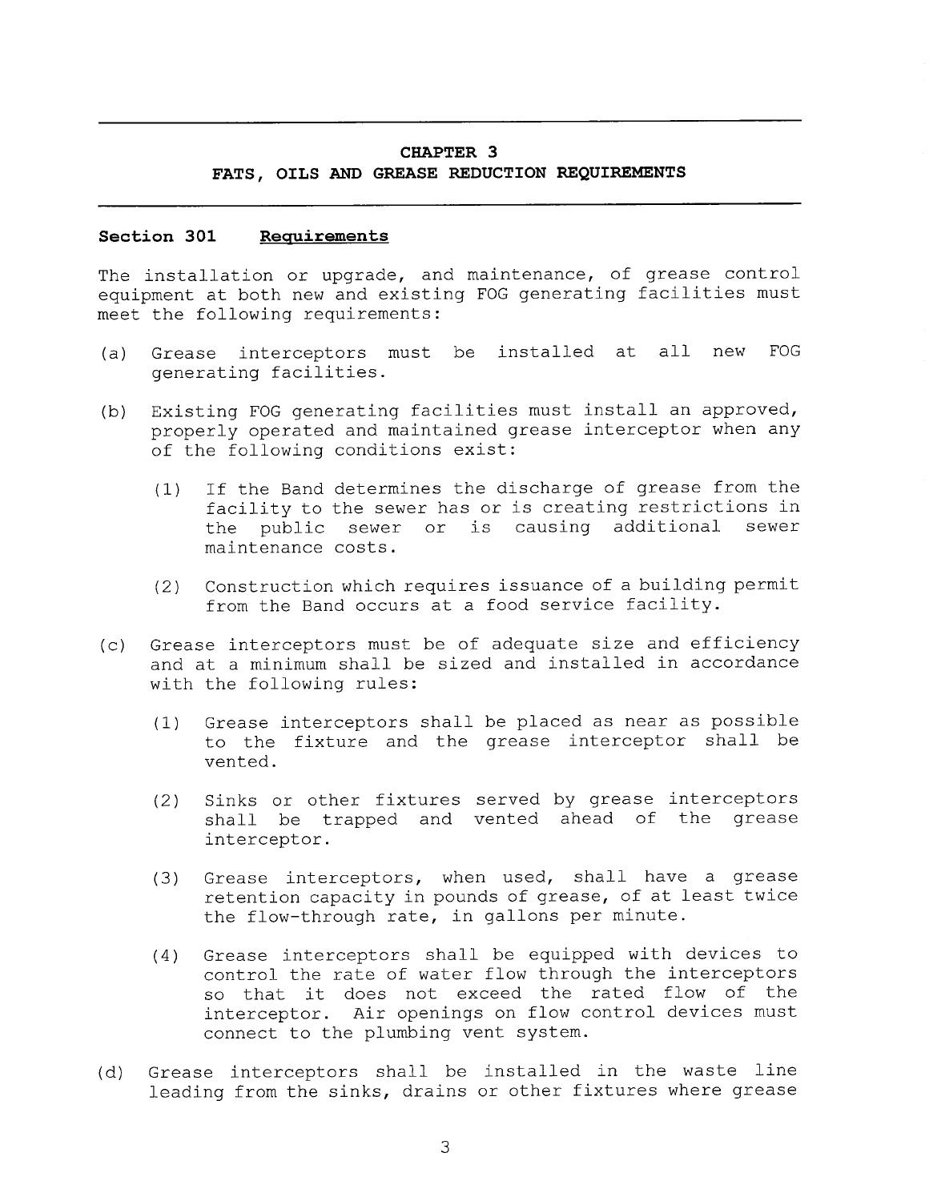# CHAPTER 3
## FATS, OILS AND GREASE REDUCTION REQUIREMENTS

### Section 301 Requirements

The installation or upgrade, and maintenance, of grease control equipment at both new and existing FOG generating facilities must meet the following requirements:

(a) Grease interceptors must be installed at all new FOG generating facilities.

(b) Existing FOG generating facilities must install an approved, properly operated and maintained grease interceptor when any of the following conditions exist:

  (1) If the Band determines the discharge of grease from the facility to the sewer has or is creating restrictions in the public sewer or is causing additional sewer maintenance costs.

  (2) Construction which requires issuance of a building permit from the Band occurs at a food service facility.

(c) Grease interceptors must be of adequate size and efficiency and at a minimum shall be sized and installed in accordance with the following rules:

  (1) Grease interceptors shall be placed as near as possible to the fixture and the grease interceptor shall be vented.

  (2) Sinks or other fixtures served by grease interceptors shall be trapped and vented ahead of the grease interceptor.

  (3) Grease interceptors, when used, shall have a grease retention capacity in pounds of grease, of at least twice the flow-through rate, in gallons per minute.

  (4) Grease interceptors shall be equipped with devices to control the rate of water flow through the interceptors so that it does not exceed the rated flow of the interceptor. Air openings on flow control devices must connect to the plumbing vent system.

(d) Grease interceptors shall be installed in the waste line leading from the sinks, drains or other fixtures where grease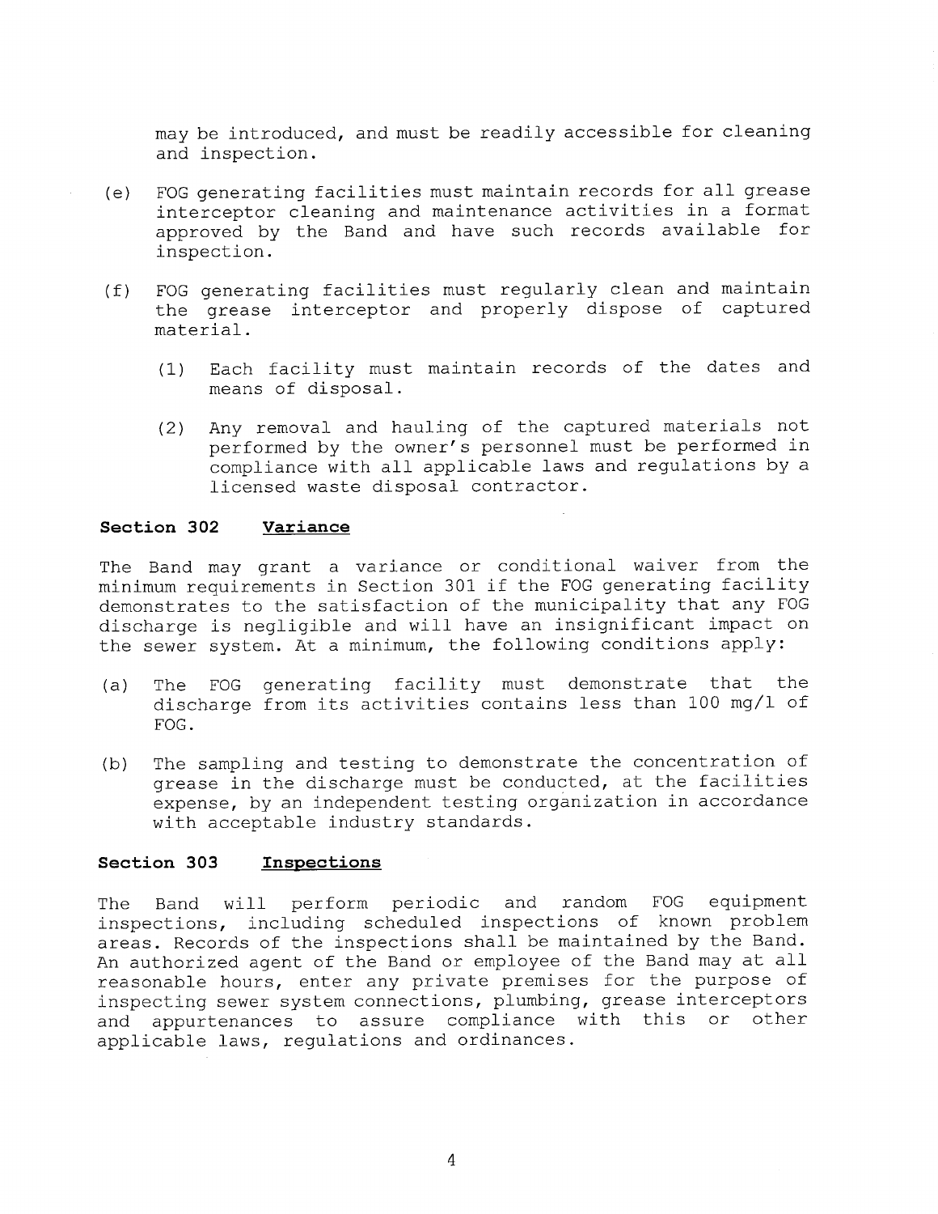may be introduced, and must be readily accessible for cleaning and inspection.

(e) FOG generating facilities must maintain records for all grease interceptor cleaning and maintenance activities in a format approved by the Band and have such records available for inspection.

(f) FOG generating facilities must regularly clean and maintain the grease interceptor and properly dispose of captured material.

   (1) Each facility must maintain records of the dates and means of disposal.

   (2) Any removal and hauling of the captured materials not performed by the owner's personnel must be performed in compliance with all applicable laws and regulations by a licensed waste disposal contractor.

**Section 302 Variance**

The Band may grant a variance or conditional waiver from the minimum requirements in Section 301 if the FOG generating facility demonstrates to the satisfaction of the municipality that any FOG discharge is negligible and will have an insignificant impact on the sewer system. At a minimum, the following conditions apply:

(a) The FOG generating facility must demonstrate that the discharge from its activities contains less than 100 mg/l of FOG.

(b) The sampling and testing to demonstrate the concentration of grease in the discharge must be conducted, at the facilities expense, by an independent testing organization in accordance with acceptable industry standards.

**Section 303 Inspections**

The Band will perform periodic and random FOG equipment inspections, including scheduled inspections of known problem areas. Records of the inspections shall be maintained by the Band. An authorized agent of the Band or employee of the Band may at all reasonable hours, enter any private premises for the purpose of inspecting sewer system connections, plumbing, grease interceptors and appurtenances to assure compliance with this or other applicable laws, regulations and ordinances.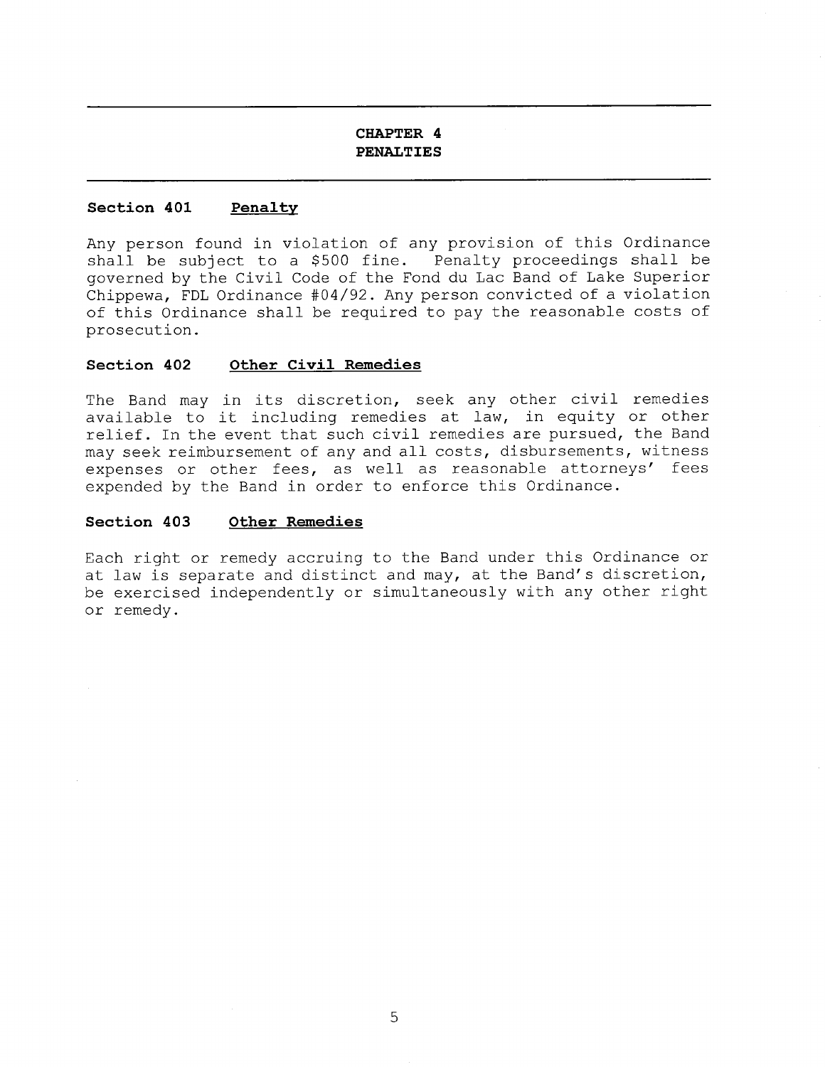## CHAPTER 4
## PENALTIES

### Section 401 Penalty

Any person found in violation of any provision of this Ordinance shall be subject to a $500 fine. Penalty proceedings shall be governed by the Civil Code of the Fond du Lac Band of Lake Superior Chippewa, FDL Ordinance #04/92. Any person convicted of a violation of this Ordinance shall be required to pay the reasonable costs of prosecution.

### Section 402 Other Civil Remedies

The Band may in its discretion, seek any other civil remedies available to it including remedies at law, in equity or other relief. In the event that such civil remedies are pursued, the Band may seek reimbursement of any and all costs, disbursements, witness expenses or other fees, as well as reasonable attorneys' fees expended by the Band in order to enforce this Ordinance.

### Section 403 Other Remedies

Each right or remedy accruing to the Band under this Ordinance or at law is separate and distinct and may, at the Band's discretion, be exercised independently or simultaneously with any other right or remedy.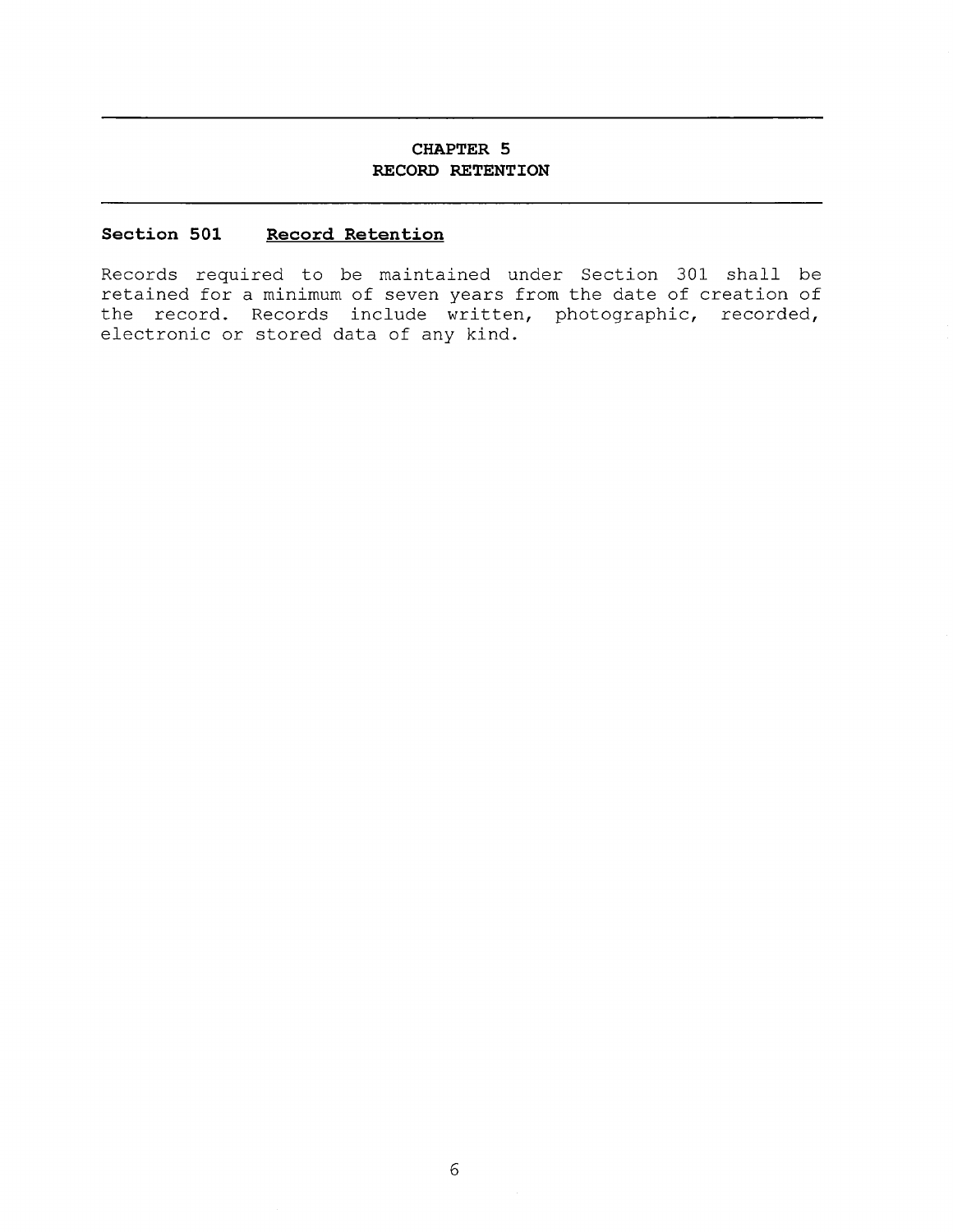## CHAPTER 5
## RECORD RETENTION

### Section 501 Record Retention

Records required to be maintained under Section 301 shall be retained for a minimum of seven years from the date of creation of the record. Records include written, photographic, recorded, electronic or stored data of any kind.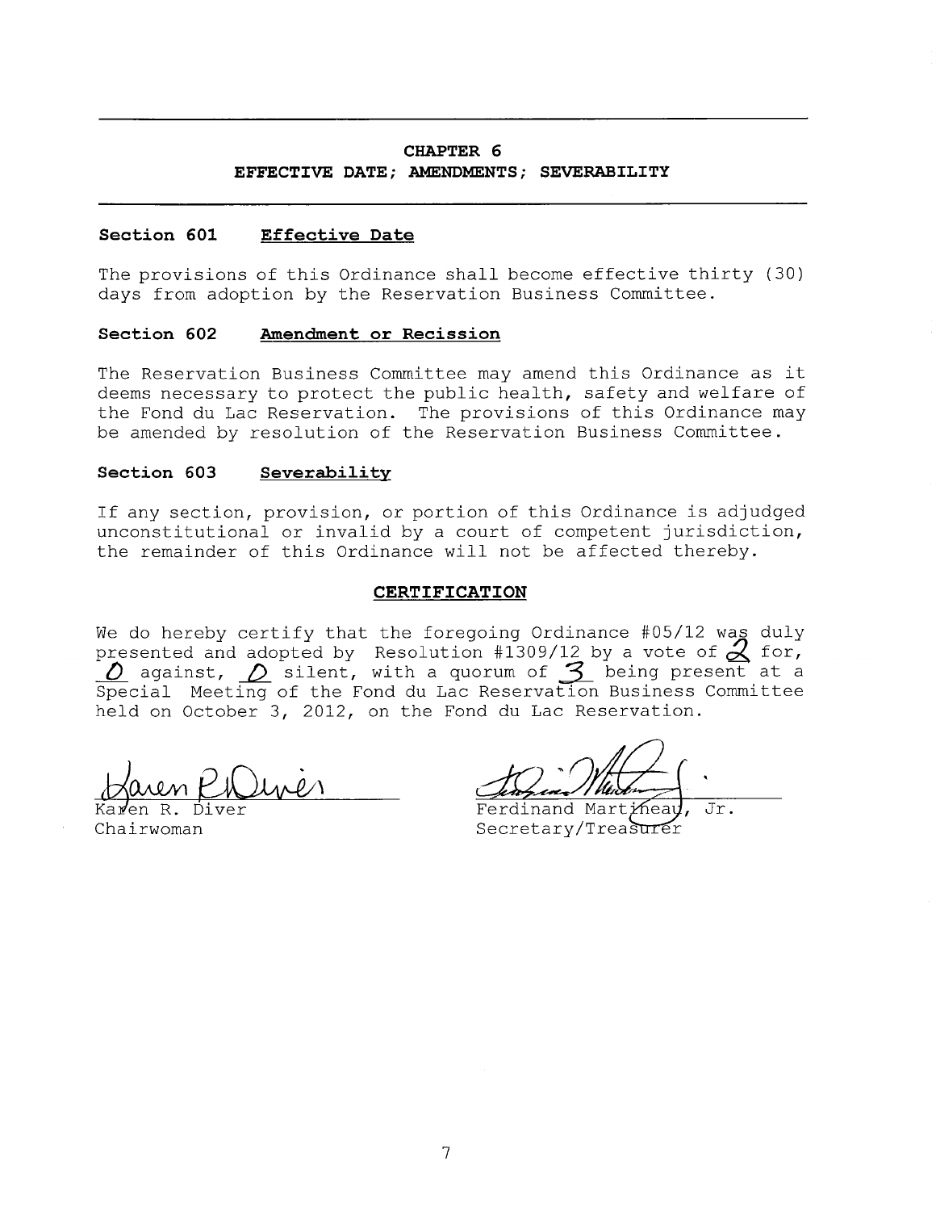## CHAPTER 6
## EFFECTIVE DATE; AMENDMENTS; SEVERABILITY

### Section 601 Effective Date

The provisions of this Ordinance shall become effective thirty (30) days from adoption by the Reservation Business Committee.

### Section 602 Amendment or Recission

The Reservation Business Committee may amend this Ordinance as it deems necessary to protect the public health, safety and welfare of the Fond du Lac Reservation. The provisions of this Ordinance may be amended by resolution of the Reservation Business Committee.

### Section 603 Severability

If any section, provision, or portion of this Ordinance is adjudged unconstitutional or invalid by a court of competent jurisdiction, the remainder of this Ordinance will not be affected thereby.

### CERTIFICATION

We do hereby certify that the foregoing Ordinance #05/12 was duly presented and adopted by Resolution #1309/12 by a vote of 2 for, 0 against, 0 silent, with a quorum of 3 being present at a Special Meeting of the Fond du Lac Reservation Business Committee held on October 3, 2012, on the Fond du Lac Reservation.

Karen R. Diver
Chairwoman

Ferdinand Martineau, Jr.
Secretary/Treasurer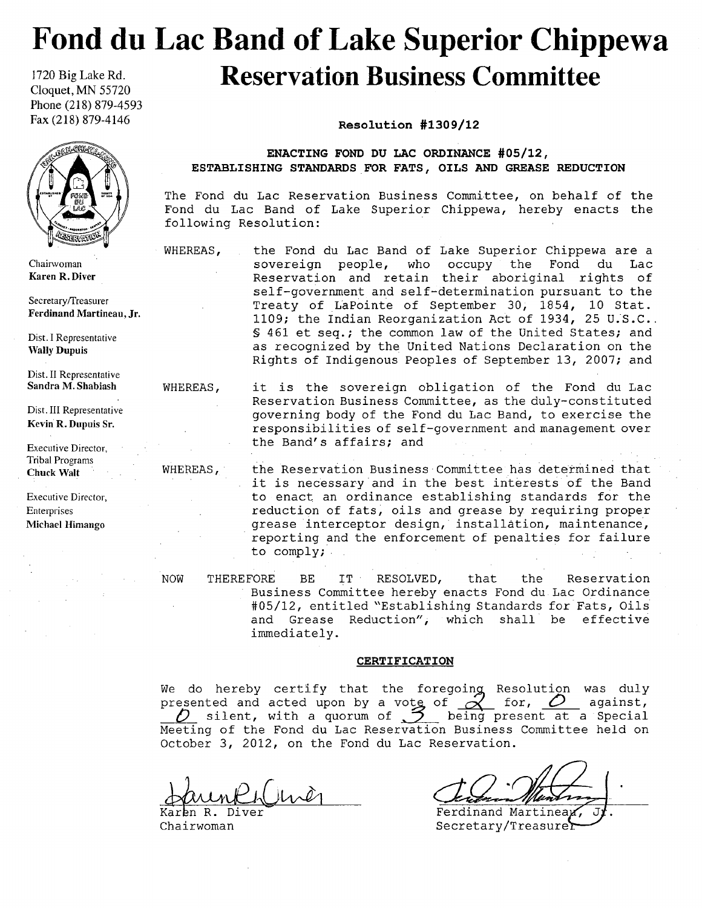# Fond du Lac Band of Lake Superior Chippewa

## Reservation Business Committee

1720 Big Lake Rd.
Cloquet, MN 55720
Phone (218) 879-4593
Fax (218) 879-4146

Chairwoman
**Karen R. Diver**

Secretary/Treasurer
**Ferdinand Martineau, Jr.**

Dist. I Representative
**Wally Dupuis**

Dist. II Representative
**Sandra M. Shabiash**

Dist. III Representative
**Kevin R. Dupuis Sr.**

Executive Director,
Tribal Programs
**Chuck Walt**

Executive Director,
Enterprises
**Michael Himango**

**Resolution #1309/12**

**ENACTING FOND DU LAC ORDINANCE #05/12, ESTABLISHING STANDARDS FOR FATS, OILS AND GREASE REDUCTION**

The Fond du Lac Reservation Business Committee, on behalf of the Fond du Lac Band of Lake Superior Chippewa, hereby enacts the following Resolution:

WHEREAS, the Fond du Lac Band of Lake Superior Chippewa are a sovereign people, who occupy the Fond du Lac Reservation and retain their aboriginal rights of self-government and self-determination pursuant to the Treaty of LaPointe of September 30, 1854, 10 Stat. 1109; the Indian Reorganization Act of 1934, 25 U.S.C. § 461 et seq.; the common law of the United States; and as recognized by the United Nations Declaration on the Rights of Indigenous Peoples of September 13, 2007; and

WHEREAS, it is the sovereign obligation of the Fond du Lac Reservation Business Committee, as the duly-constituted governing body of the Fond du Lac Band, to exercise the responsibilities of self-government and management over the Band's affairs; and

WHEREAS, the Reservation Business Committee has determined that it is necessary and in the best interests of the Band to enact an ordinance establishing standards for the reduction of fats, oils and grease by requiring proper grease interceptor design, installation, maintenance, reporting and the enforcement of penalties for failure to comply;

NOW THEREFORE BE IT RESOLVED, that the Reservation Business Committee hereby enacts Fond du Lac Ordinance #05/12, entitled "Establishing Standards for Fats, Oils and Grease Reduction", which shall be effective immediately.

**CERTIFICATION**

We do hereby certify that the foregoing Resolution was duly presented and acted upon by a vote of 2 for, 0 against, 0 silent, with a quorum of 3 being present at a Special Meeting of the Fond du Lac Reservation Business Committee held on October 3, 2012, on the Fond du Lac Reservation.

Karen R. Diver
Chairwoman

Ferdinand Martineau, Jr.
Secretary/Treasurer